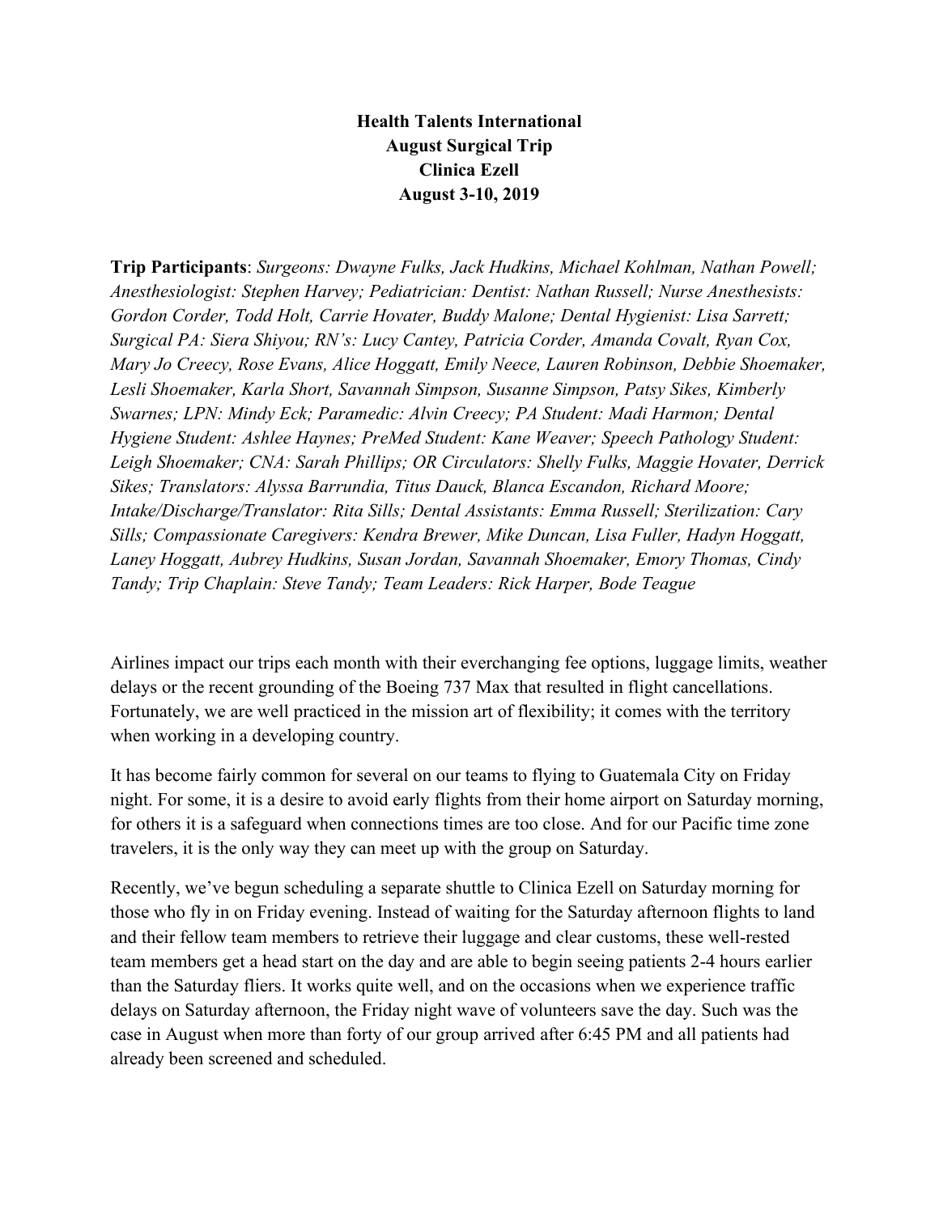**Health Talents International**
**August Surgical Trip**
**Clinica Ezell**
**August 3-10, 2019**

**Trip Participants**: *Surgeons: Dwayne Fulks, Jack Hudkins, Michael Kohlman, Nathan Powell; Anesthesiologist: Stephen Harvey; Pediatrician: Dentist: Nathan Russell; Nurse Anesthesists: Gordon Corder, Todd Holt, Carrie Hovater, Buddy Malone; Dental Hygienist: Lisa Sarrett; Surgical PA: Siera Shiyou; RN's: Lucy Cantey, Patricia Corder, Amanda Covalt, Ryan Cox, Mary Jo Creecy, Rose Evans, Alice Hoggatt, Emily Neece, Lauren Robinson, Debbie Shoemaker, Lesli Shoemaker, Karla Short, Savannah Simpson, Susanne Simpson, Patsy Sikes, Kimberly Swarnes; LPN: Mindy Eck; Paramedic: Alvin Creecy; PA Student: Madi Harmon; Dental Hygiene Student: Ashlee Haynes; PreMed Student: Kane Weaver; Speech Pathology Student: Leigh Shoemaker; CNA: Sarah Phillips; OR Circulators: Shelly Fulks, Maggie Hovater, Derrick Sikes; Translators: Alyssa Barrundia, Titus Dauck, Blanca Escandon, Richard Moore; Intake/Discharge/Translator: Rita Sills; Dental Assistants: Emma Russell; Sterilization: Cary Sills; Compassionate Caregivers: Kendra Brewer, Mike Duncan, Lisa Fuller, Hadyn Hoggatt, Laney Hoggatt, Aubrey Hudkins, Susan Jordan, Savannah Shoemaker, Emory Thomas, Cindy Tandy; Trip Chaplain: Steve Tandy; Team Leaders: Rick Harper, Bode Teague*

Airlines impact our trips each month with their everchanging fee options, luggage limits, weather delays or the recent grounding of the Boeing 737 Max that resulted in flight cancellations. Fortunately, we are well practiced in the mission art of flexibility; it comes with the territory when working in a developing country.

It has become fairly common for several on our teams to flying to Guatemala City on Friday night. For some, it is a desire to avoid early flights from their home airport on Saturday morning, for others it is a safeguard when connections times are too close. And for our Pacific time zone travelers, it is the only way they can meet up with the group on Saturday.

Recently, we've begun scheduling a separate shuttle to Clinica Ezell on Saturday morning for those who fly in on Friday evening. Instead of waiting for the Saturday afternoon flights to land and their fellow team members to retrieve their luggage and clear customs, these well-rested team members get a head start on the day and are able to begin seeing patients 2-4 hours earlier than the Saturday fliers. It works quite well, and on the occasions when we experience traffic delays on Saturday afternoon, the Friday night wave of volunteers save the day. Such was the case in August when more than forty of our group arrived after 6:45 PM and all patients had already been screened and scheduled.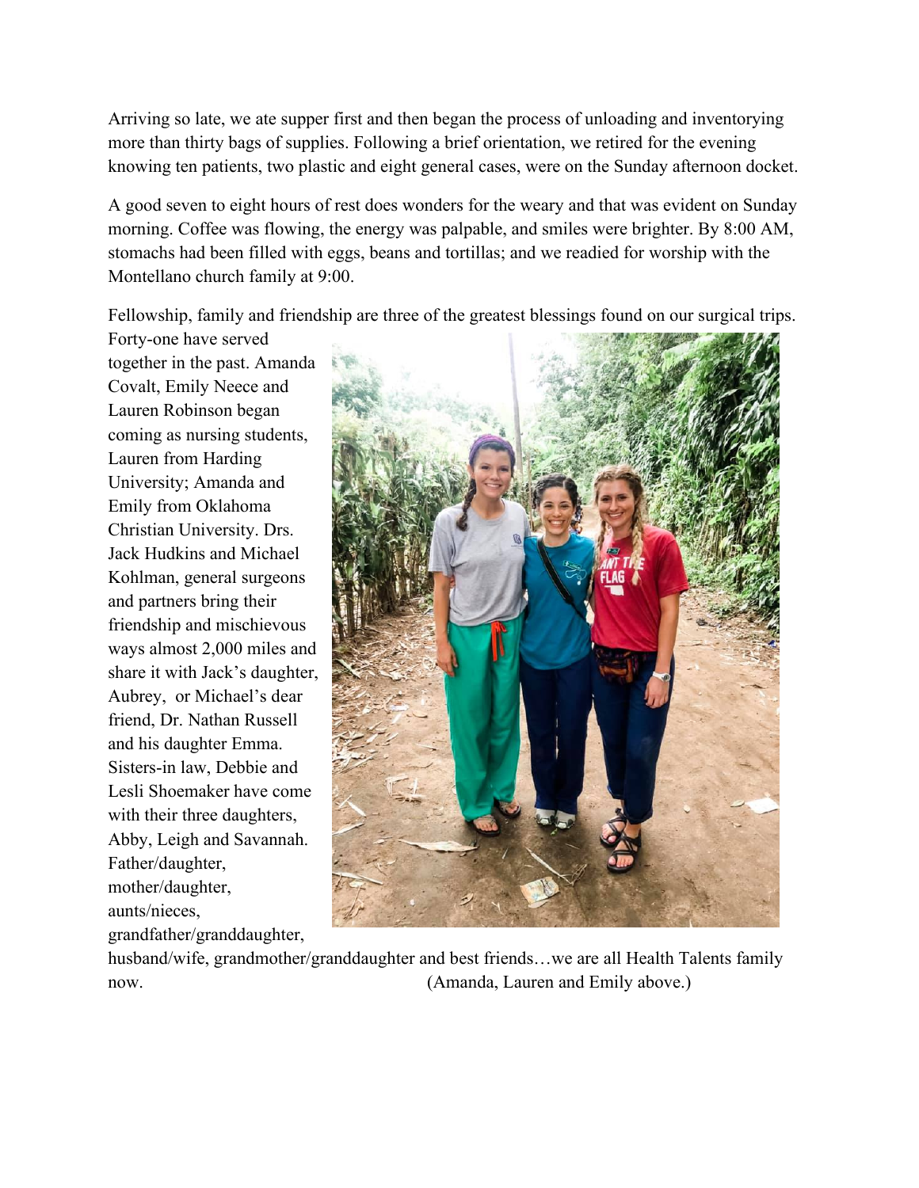Arriving so late, we ate supper first and then began the process of unloading and inventorying more than thirty bags of supplies. Following a brief orientation, we retired for the evening knowing ten patients, two plastic and eight general cases, were on the Sunday afternoon docket.

A good seven to eight hours of rest does wonders for the weary and that was evident on Sunday morning. Coffee was flowing, the energy was palpable, and smiles were brighter. By 8:00 AM, stomachs had been filled with eggs, beans and tortillas; and we readied for worship with the Montellano church family at 9:00.

Fellowship, family and friendship are three of the greatest blessings found on our surgical trips. Forty-one have served together in the past. Amanda Covalt, Emily Neece and Lauren Robinson began coming as nursing students, Lauren from Harding University; Amanda and Emily from Oklahoma Christian University. Drs. Jack Hudkins and Michael Kohlman, general surgeons and partners bring their friendship and mischievous ways almost 2,000 miles and share it with Jack's daughter, Aubrey, or Michael's dear friend, Dr. Nathan Russell and his daughter Emma. Sisters-in law, Debbie and Lesli Shoemaker have come with their three daughters, Abby, Leigh and Savannah. Father/daughter, mother/daughter, aunts/nieces, grandfather/granddaughter, husband/wife, grandmother/granddaughter and best friends…we are all Health Talents family now.

(Amanda, Lauren and Emily above.)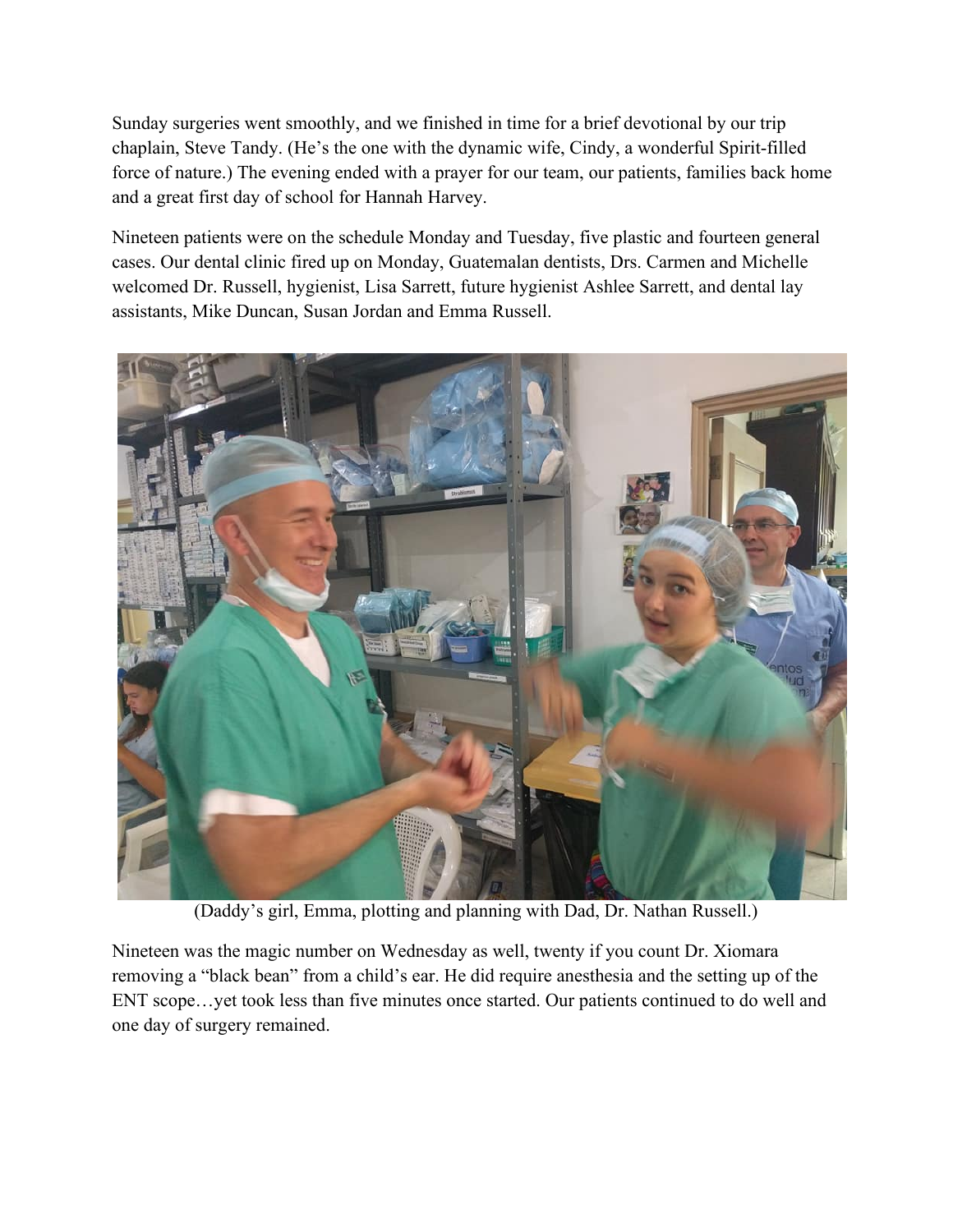Sunday surgeries went smoothly, and we finished in time for a brief devotional by our trip chaplain, Steve Tandy. (He's the one with the dynamic wife, Cindy, a wonderful Spirit-filled force of nature.) The evening ended with a prayer for our team, our patients, families back home and a great first day of school for Hannah Harvey.

Nineteen patients were on the schedule Monday and Tuesday, five plastic and fourteen general cases. Our dental clinic fired up on Monday, Guatemalan dentists, Drs. Carmen and Michelle welcomed Dr. Russell, hygienist, Lisa Sarrett, future hygienist Ashlee Sarrett, and dental lay assistants, Mike Duncan, Susan Jordan and Emma Russell.

(Daddy's girl, Emma, plotting and planning with Dad, Dr. Nathan Russell.)

Nineteen was the magic number on Wednesday as well, twenty if you count Dr. Xiomara removing a "black bean" from a child's ear. He did require anesthesia and the setting up of the ENT scope…yet took less than five minutes once started. Our patients continued to do well and one day of surgery remained.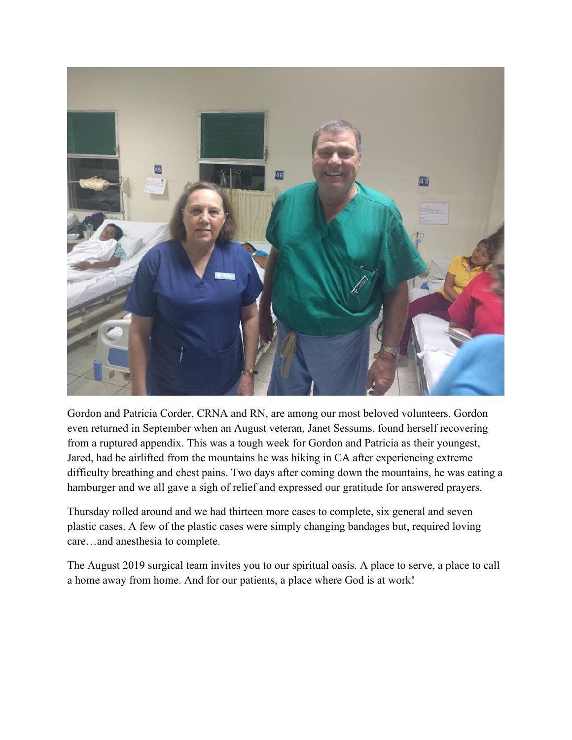Gordon and Patricia Corder, CRNA and RN, are among our most beloved volunteers. Gordon even returned in September when an August veteran, Janet Sessums, found herself recovering from a ruptured appendix. This was a tough week for Gordon and Patricia as their youngest, Jared, had be airlifted from the mountains he was hiking in CA after experiencing extreme difficulty breathing and chest pains. Two days after coming down the mountains, he was eating a hamburger and we all gave a sigh of relief and expressed our gratitude for answered prayers.

Thursday rolled around and we had thirteen more cases to complete, six general and seven plastic cases. A few of the plastic cases were simply changing bandages but, required loving care…and anesthesia to complete.

The August 2019 surgical team invites you to our spiritual oasis. A place to serve, a place to call a home away from home. And for our patients, a place where God is at work!